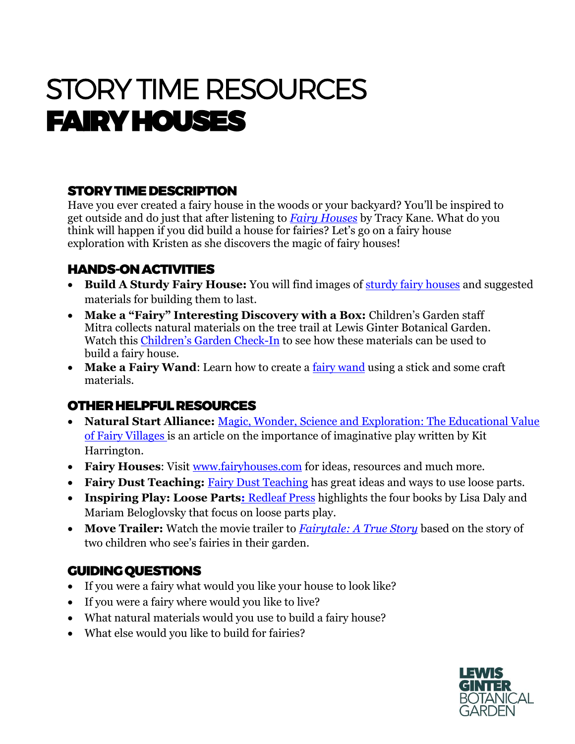# STORY TIME RESOURCES
# FAIRY HOUSES

## STORY TIME DESCRIPTION

Have you ever created a fairy house in the woods or your backyard? You'll be inspired to get outside and do just that after listening to *Fairy Houses* by Tracy Kane. What do you think will happen if you did build a house for fairies? Let's go on a fairy house exploration with Kristen as she discovers the magic of fairy houses!

## HANDS-ON ACTIVITIES

- **Build A Sturdy Fairy House:** You will find images of sturdy fairy houses and suggested materials for building them to last.
- **Make a "Fairy" Interesting Discovery with a Box:** Children's Garden staff Mitra collects natural materials on the tree trail at Lewis Ginter Botanical Garden. Watch this Children's Garden Check-In to see how these materials can be used to build a fairy house.
- **Make a Fairy Wand**: Learn how to create a fairy wand using a stick and some craft materials.

## OTHER HELPFUL RESOURCES

- **Natural Start Alliance:** Magic, Wonder, Science and Exploration: The Educational Value of Fairy Villages is an article on the importance of imaginative play written by Kit Harrington.
- **Fairy Houses**: Visit www.fairyhouses.com for ideas, resources and much more.
- **Fairy Dust Teaching:** Fairy Dust Teaching has great ideas and ways to use loose parts.
- **Inspiring Play: Loose Parts:** Redleaf Press highlights the four books by Lisa Daly and Mariam Beloglovsky that focus on loose parts play.
- **Move Trailer:** Watch the movie trailer to *Fairytale: A True Story* based on the story of two children who see's fairies in their garden.

## GUIDING QUESTIONS

- If you were a fairy what would you like your house to look like?
- If you were a fairy where would you like to live?
- What natural materials would you use to build a fairy house?
- What else would you like to build for fairies?

LEWIS GINTER BOTANICAL GARDEN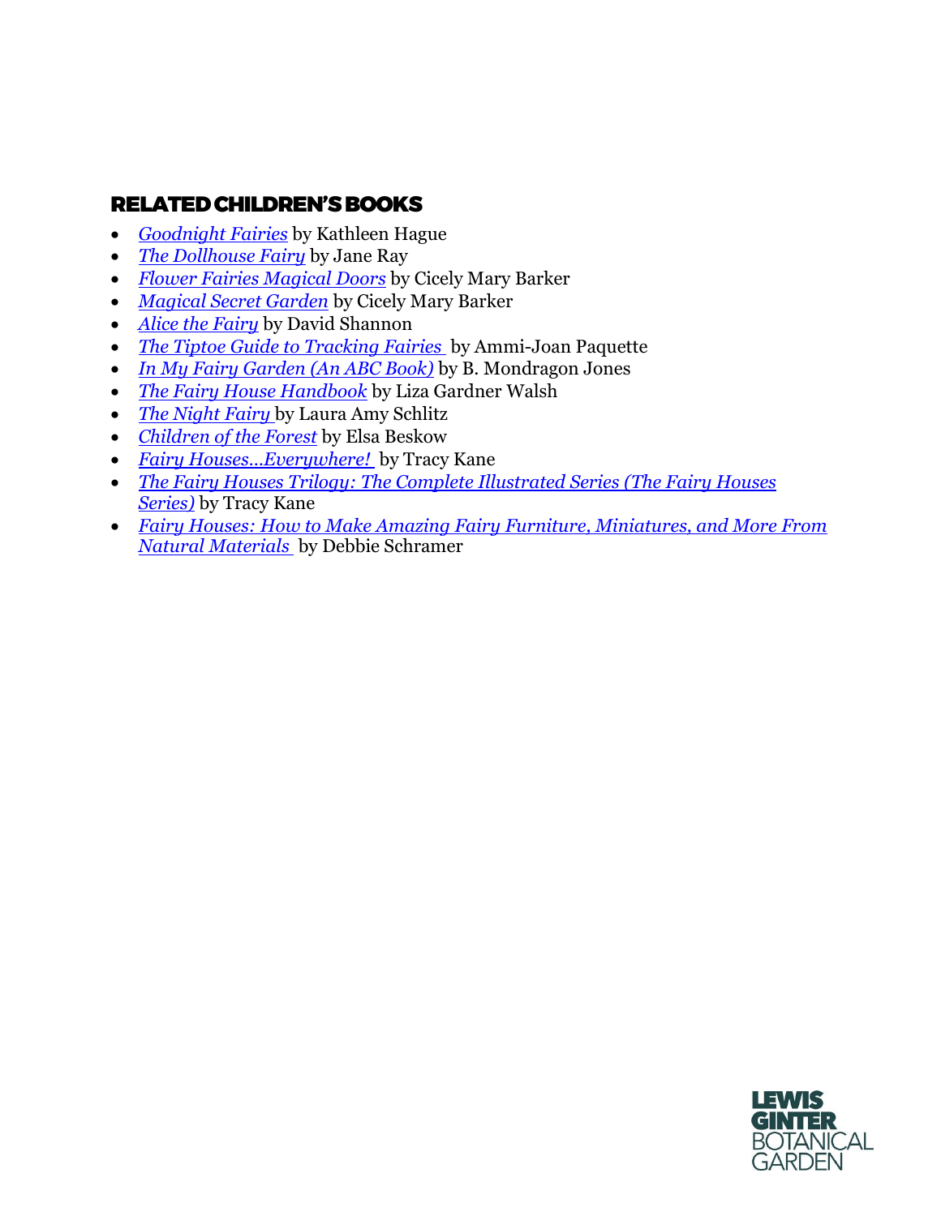## RELATED CHILDREN'S BOOKS

- *Goodnight Fairies* by Kathleen Hague
- *The Dollhouse Fairy* by Jane Ray
- *Flower Fairies Magical Doors* by Cicely Mary Barker
- *Magical Secret Garden* by Cicely Mary Barker
- *Alice the Fairy* by David Shannon
- *The Tiptoe Guide to Tracking Fairies* by Ammi-Joan Paquette
- *In My Fairy Garden (An ABC Book)* by B. Mondragon Jones
- *The Fairy House Handbook* by Liza Gardner Walsh
- *The Night Fairy* by Laura Amy Schlitz
- *Children of the Forest* by Elsa Beskow
- *Fairy Houses…Everywhere!* by Tracy Kane
- *The Fairy Houses Trilogy: The Complete Illustrated Series (The Fairy Houses Series)* by Tracy Kane
- *Fairy Houses: How to Make Amazing Fairy Furniture, Miniatures, and More From Natural Materials* by Debbie Schramer

LEWIS GINTER BOTANICAL GARDEN